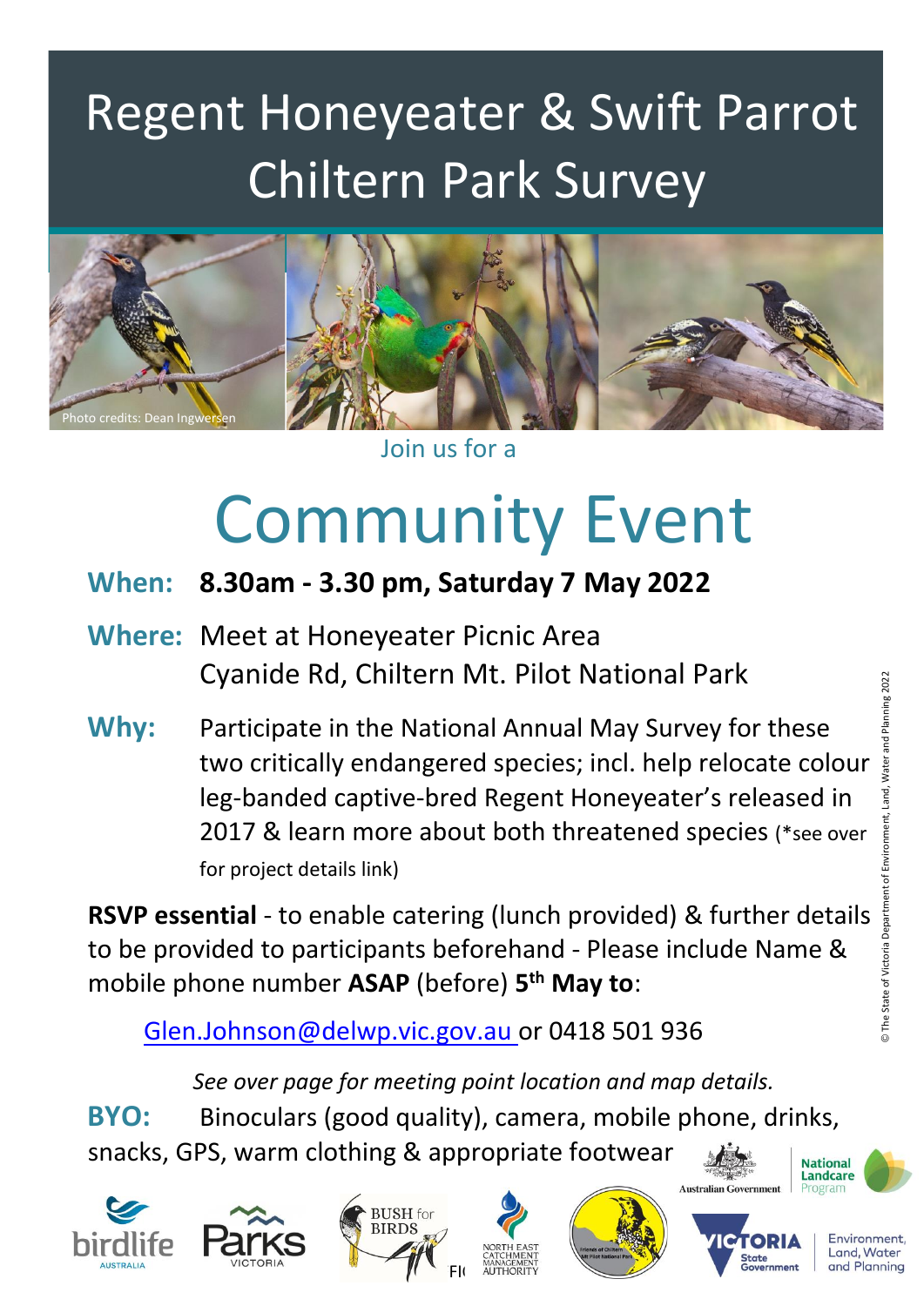# Regent Honeyeater & Swift Parrot Chiltern Park Survey

Photo credits: Dean Ingwersen

Join us for a

## Community Event

**When:** **8.30am - 3.30 pm, Saturday 7 May 2022**

**Where:** Meet at Honeyeater Picnic Area
Cyanide Rd, Chiltern Mt. Pilot National Park

**Why:** Participate in the National Annual May Survey for these two critically endangered species; incl. help relocate colour leg-banded captive-bred Regent Honeyeater's released in 2017 & learn more about both threatened species (*see over for project details link)

**RSVP essential** - to enable catering (lunch provided) & further details to be provided to participants beforehand - Please include Name & mobile phone number **ASAP** (before) **5th May to**:

Glen.Johnson@delwp.vic.gov.au or 0418 501 936

*See over page for meeting point location and map details.*

**BYO:** Binoculars (good quality), camera, mobile phone, drinks, snacks, GPS, warm clothing & appropriate footwear

© The State of Victoria Department of Environment, Land, Water and Planning 2022

Australian Government | National Landcare Program | birdlife Australia | Parks Victoria | Bush for Birds | North East Catchment Management Authority | Friends of Chiltern Mt Pilot National Park | Victoria State Government | Environment, Land, Water and Planning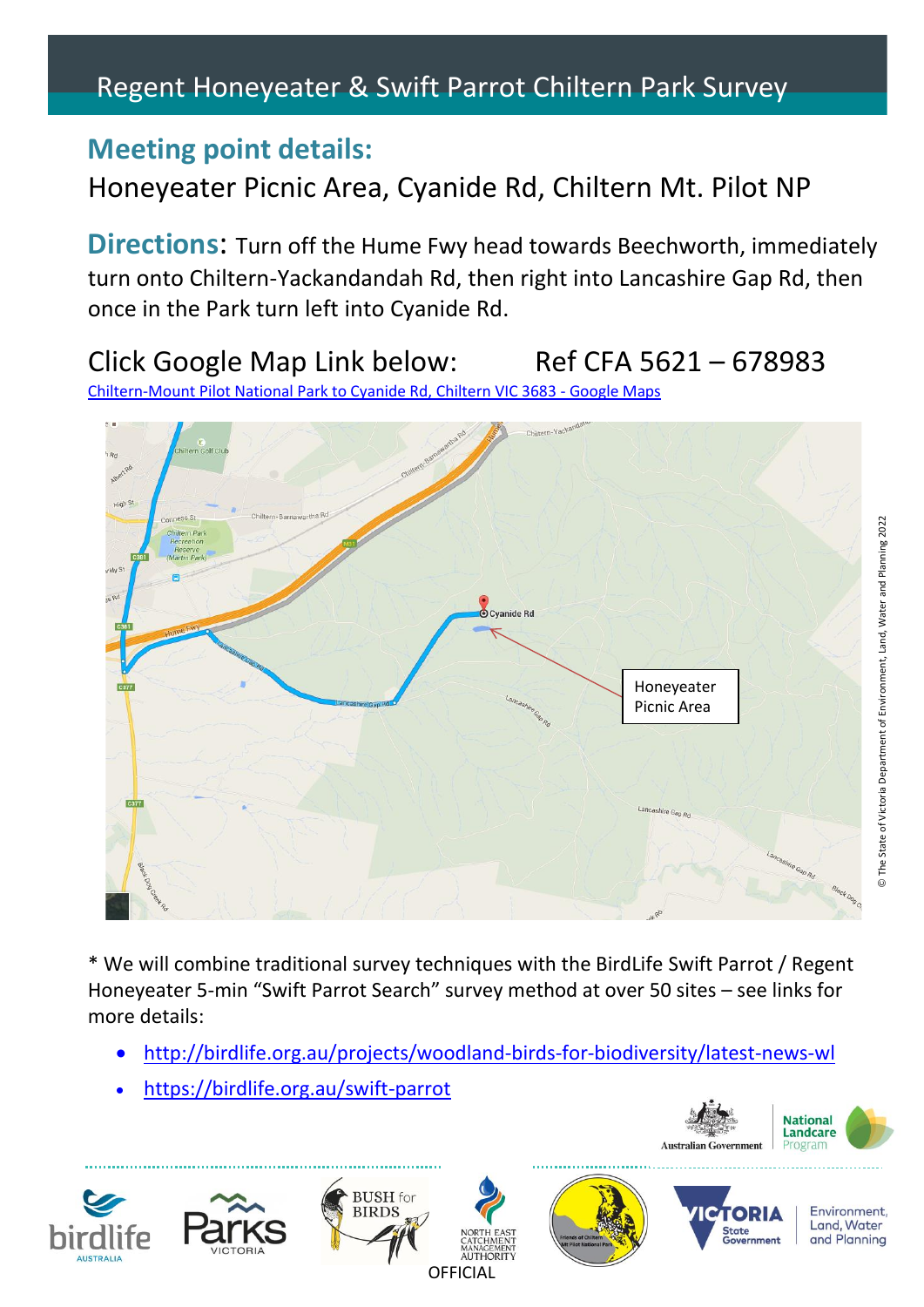# Regent Honeyeater & Swift Parrot Chiltern Park Survey

## Meeting point details:

Honeyeater Picnic Area, Cyanide Rd, Chiltern Mt. Pilot NP

**Directions**: Turn off the Hume Fwy head towards Beechworth, immediately turn onto Chiltern-Yackandandah Rd, then right into Lancashire Gap Rd, then once in the Park turn left into Cyanide Rd.

Click Google Map Link below: Ref CFA 5621 – 678983

[Chiltern-Mount Pilot National Park to Cyanide Rd, Chiltern VIC 3683 - Google Maps]

Honeyeater Picnic Area

Cyanide Rd

© The State of Victoria Department of Environment, Land, Water and Planning 2022

\* We will combine traditional survey techniques with the BirdLife Swift Parrot / Regent Honeyeater 5-min "Swift Parrot Search" survey method at over 50 sites – see links for more details:

- http://birdlife.org.au/projects/woodland-birds-for-biodiversity/latest-news-wl
- https://birdlife.org.au/swift-parrot

Australian Government | National Landcare Program

birdlife AUSTRALIA | Parks VICTORIA | BUSH for BIRDS | NORTH EAST CATCHMENT MANAGEMENT AUTHORITY | Friends of Chiltern Mt Pilot National Park | VICTORIA State Government | Environment, Land, Water and Planning

OFFICIAL